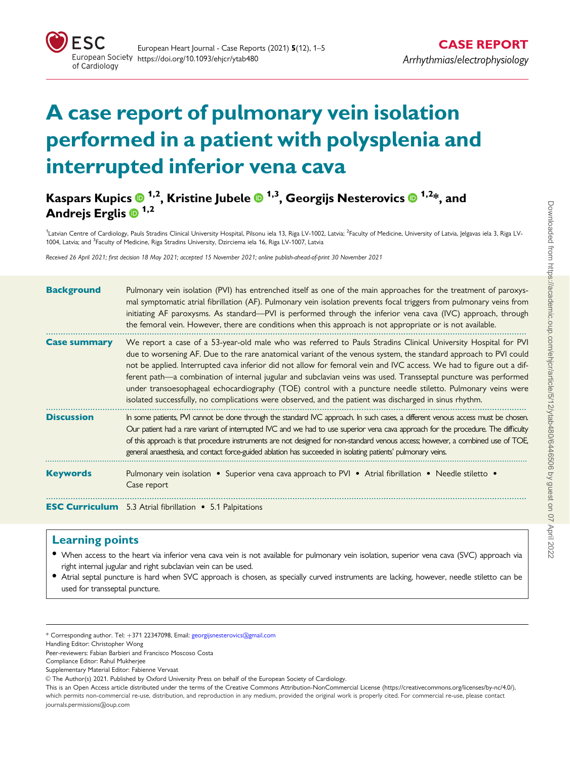CASE REPORT

*Arrhythmias/electrophysiology*

# A case report of pulmonary vein isolation performed in a patient with polysplenia and interrupted inferior vena cava

**Kaspars Kupics [1,2], Kristine Jubele [1,3], Georgijs Nesterovics [1,2]*, and Andrejs Erglis [1,2]**

[1]Latvian Centre of Cardiology, Pauls Stradins Clinical University Hospital, Pilsonu iela 13, Riga LV-1002, Latvia; [2]Faculty of Medicine, University of Latvia, Jelgavas iela 3, Riga LV-1004, Latvia; and [3]Faculty of Medicine, Riga Stradins University, Dzirciema iela 16, Riga LV-1007, Latvia

*Received 26 April 2021; first decision 18 May 2021; accepted 15 November 2021; online publish-ahead-of-print 30 November 2021*

**Background** Pulmonary vein isolation (PVI) has entrenched itself as one of the main approaches for the treatment of paroxysmal symptomatic atrial fibrillation (AF). Pulmonary vein isolation prevents focal triggers from pulmonary veins from initiating AF paroxysms. As standard—PVI is performed through the inferior vena cava (IVC) approach, through the femoral vein. However, there are conditions when this approach is not appropriate or is not available.

**Case summary** We report a case of a 53-year-old male who was referred to Pauls Stradins Clinical University Hospital for PVI due to worsening AF. Due to the rare anatomical variant of the venous system, the standard approach to PVI could not be applied. Interrupted cava inferior did not allow for femoral vein and IVC access. We had to figure out a different path—a combination of internal jugular and subclavian veins was used. Transseptal puncture was performed under transoesophageal echocardiography (TOE) control with a puncture needle stiletto. Pulmonary veins were isolated successfully, no complications were observed, and the patient was discharged in sinus rhythm.

**Discussion** In some patients, PVI cannot be done through the standard IVC approach. In such cases, a different venous access must be chosen. Our patient had a rare variant of interrupted IVC and we had to use superior vena cava approach for the procedure. The difficulty of this approach is that procedure instruments are not designed for non-standard venous access; however, a combined use of TOE, general anaesthesia, and contact force-guided ablation has succeeded in isolating patients' pulmonary veins.

**Keywords** Pulmonary vein isolation • Superior vena cava approach to PVI • Atrial fibrillation • Needle stiletto • Case report

**ESC Curriculum** 5.3 Atrial fibrillation • 5.1 Palpitations

## Learning points

- When access to the heart via inferior vena cava vein is not available for pulmonary vein isolation, superior vena cava (SVC) approach via right internal jugular and right subclavian vein can be used.
- Atrial septal puncture is hard when SVC approach is chosen, as specially curved instruments are lacking, however, needle stiletto can be used for transseptal puncture.

---

* Corresponding author. Tel: +371 22347098, Email: georgijsnesterovics@gmail.com

Handling Editor: Christopher Wong

Peer-reviewers: Fabian Barbieri and Francisco Moscoso Costa

Compliance Editor: Rahul Mukherjee

Supplementary Material Editor: Fabienne Vervaat

© The Author(s) 2021. Published by Oxford University Press on behalf of the European Society of Cardiology.

This is an Open Access article distributed under the terms of the Creative Commons Attribution-NonCommercial License (https://creativecommons.org/licenses/by-nc/4.0/), which permits non-commercial re-use, distribution, and reproduction in any medium, provided the original work is properly cited. For commercial re-use, please contact journals.permissions@oup.com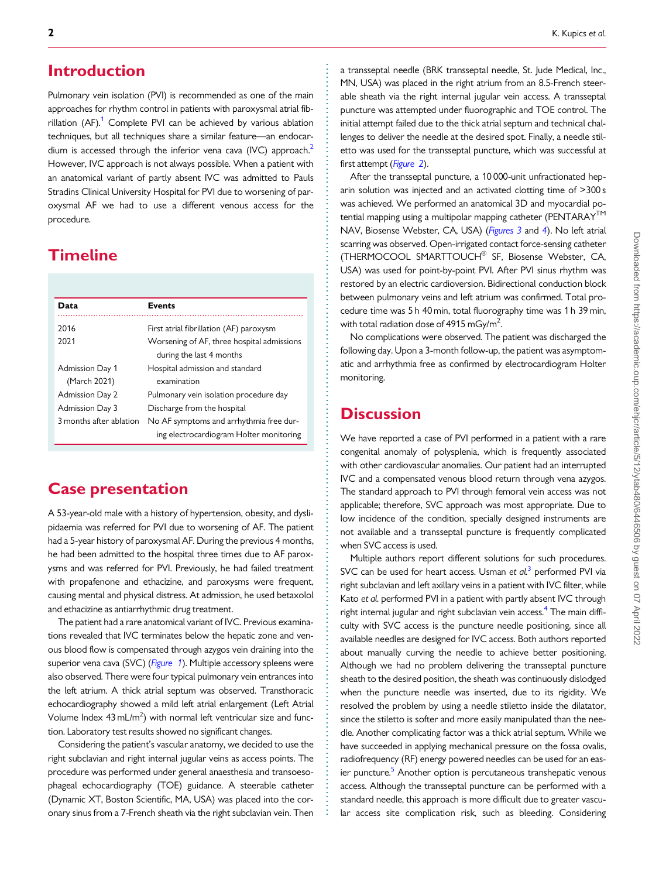## Introduction

Pulmonary vein isolation (PVI) is recommended as one of the main approaches for rhythm control in patients with paroxysmal atrial fibrillation (AF).[1] Complete PVI can be achieved by various ablation techniques, but all techniques share a similar feature—an endocardium is accessed through the inferior vena cava (IVC) approach.[2] However, IVC approach is not always possible. When a patient with an anatomical variant of partly absent IVC was admitted to Pauls Stradins Clinical University Hospital for PVI due to worsening of paroxysmal AF we had to use a different venous access for the procedure.

## Timeline

| Data | Events |
|---|---|
| 2016 | First atrial fibrillation (AF) paroxysm |
| 2021 | Worsening of AF, three hospital admissions during the last 4 months |
| Admission Day 1 (March 2021) | Hospital admission and standard examination |
| Admission Day 2 | Pulmonary vein isolation procedure day |
| Admission Day 3 | Discharge from the hospital |
| 3 months after ablation | No AF symptoms and arrhythmia free during electrocardiogram Holter monitoring |

## Case presentation

A 53-year-old male with a history of hypertension, obesity, and dyslipidaemia was referred for PVI due to worsening of AF. The patient had a 5-year history of paroxysmal AF. During the previous 4 months, he had been admitted to the hospital three times due to AF paroxysms and was referred for PVI. Previously, he had failed treatment with propafenone and ethacizine, and paroxysms were frequent, causing mental and physical distress. At admission, he used betaxolol and ethacizine as antiarrhythmic drug treatment.

The patient had a rare anatomical variant of IVC. Previous examinations revealed that IVC terminates below the hepatic zone and venous blood flow is compensated through azygos vein draining into the superior vena cava (SVC) (*Figure 1*). Multiple accessory spleens were also observed. There were four typical pulmonary vein entrances into the left atrium. A thick atrial septum was observed. Transthoracic echocardiography showed a mild left atrial enlargement (Left Atrial Volume Index 43 mL/m$^2$) with normal left ventricular size and function. Laboratory test results showed no significant changes.

Considering the patient's vascular anatomy, we decided to use the right subclavian and right internal jugular veins as access points. The procedure was performed under general anaesthesia and transoesophageal echocardiography (TOE) guidance. A steerable catheter (Dynamic XT, Boston Scientific, MA, USA) was placed into the coronary sinus from a 7-French sheath via the right subclavian vein. Then a transseptal needle (BRK transseptal needle, St. Jude Medical, Inc., MN, USA) was placed in the right atrium from an 8.5-French steerable sheath via the right internal jugular vein access. A transseptal puncture was attempted under fluorographic and TOE control. The initial attempt failed due to the thick atrial septum and technical challenges to deliver the needle at the desired spot. Finally, a needle stiletto was used for the transseptal puncture, which was successful at first attempt (*Figure 2*).

After the transseptal puncture, a 10 000-unit unfractionated heparin solution was injected and an activated clotting time of >300 s was achieved. We performed an anatomical 3D and myocardial potential mapping using a multipolar mapping catheter (PENTARAY™ NAV, Biosense Webster, CA, USA) (*Figures 3* and *4*). No left atrial scarring was observed. Open-irrigated contact force-sensing catheter (THERMOCOOL SMARTTOUCH® SF, Biosense Webster, CA, USA) was used for point-by-point PVI. After PVI sinus rhythm was restored by an electric cardioversion. Bidirectional conduction block between pulmonary veins and left atrium was confirmed. Total procedure time was 5 h 40 min, total fluorography time was 1 h 39 min, with total radiation dose of 4915 mGy/m$^2$.

No complications were observed. The patient was discharged the following day. Upon a 3-month follow-up, the patient was asymptomatic and arrhythmia free as confirmed by electrocardiogram Holter monitoring.

## Discussion

We have reported a case of PVI performed in a patient with a rare congenital anomaly of polysplenia, which is frequently associated with other cardiovascular anomalies. Our patient had an interrupted IVC and a compensated venous blood return through vena azygos. The standard approach to PVI through femoral vein access was not applicable; therefore, SVC approach was most appropriate. Due to low incidence of the condition, specially designed instruments are not available and a transseptal puncture is frequently complicated when SVC access is used.

Multiple authors report different solutions for such procedures. SVC can be used for heart access. Usman *et al.*[3] performed PVI via right subclavian and left axillary veins in a patient with IVC filter, while Kato *et al.* performed PVI in a patient with partly absent IVC through right internal jugular and right subclavian vein access.[4] The main difficulty with SVC access is the puncture needle positioning, since all available needles are designed for IVC access. Both authors reported about manually curving the needle to achieve better positioning. Although we had no problem delivering the transseptal puncture sheath to the desired position, the sheath was continuously dislodged when the puncture needle was inserted, due to its rigidity. We resolved the problem by using a needle stiletto inside the dilatator, since the stiletto is softer and more easily manipulated than the needle. Another complicating factor was a thick atrial septum. While we have succeeded in applying mechanical pressure on the fossa ovalis, radiofrequency (RF) energy powered needles can be used for an easier puncture.[5] Another option is percutaneous transhepatic venous access. Although the transseptal puncture can be performed with a standard needle, this approach is more difficult due to greater vascular access site complication risk, such as bleeding. Considering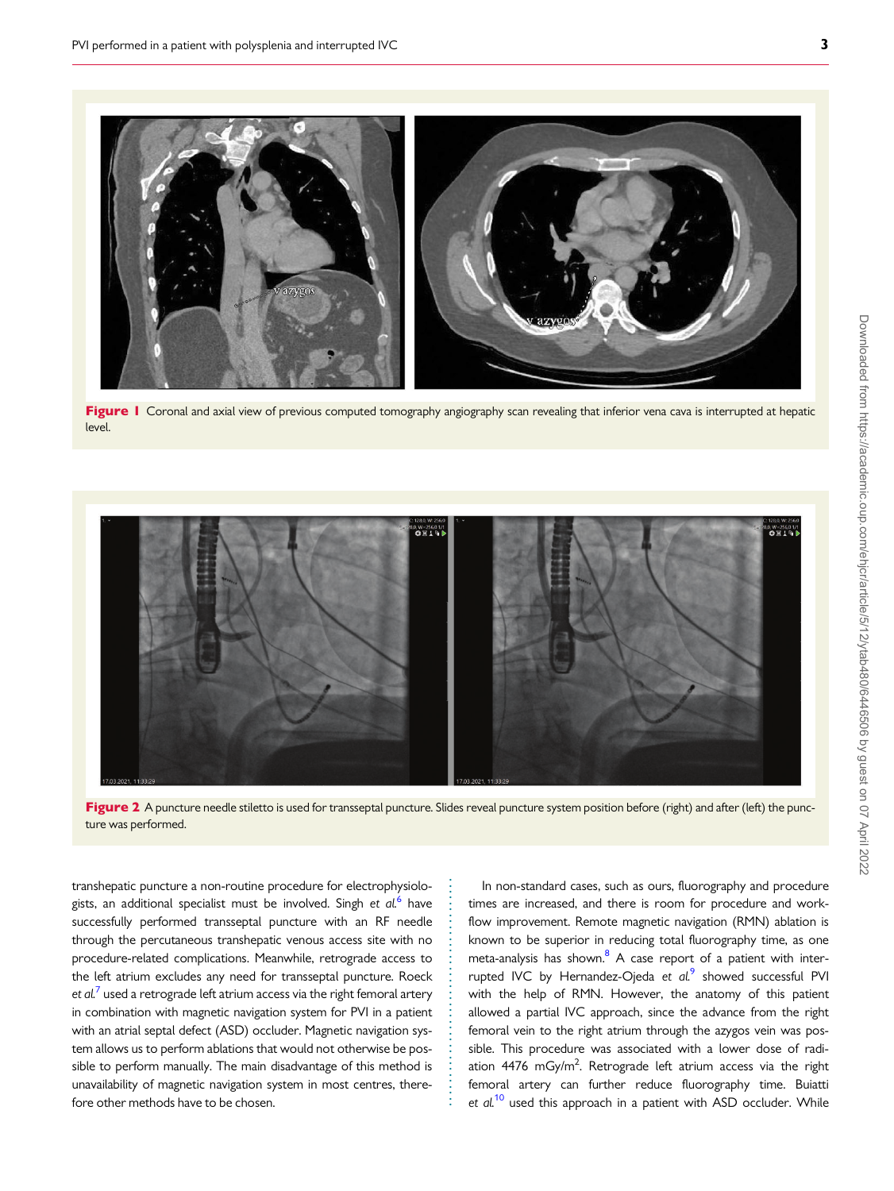**Figure 1** Coronal and axial view of previous computed tomography angiography scan revealing that inferior vena cava is interrupted at hepatic level.

**Figure 2** A puncture needle stiletto is used for transseptal puncture. Slides reveal puncture system position before (right) and after (left) the puncture was performed.

transhepatic puncture a non-routine procedure for electrophysiologists, an additional specialist must be involved. Singh *et al.*[6] have successfully performed transseptal puncture with an RF needle through the percutaneous transhepatic venous access site with no procedure-related complications. Meanwhile, retrograde access to the left atrium excludes any need for transseptal puncture. Roeck *et al.*[7] used a retrograde left atrium access via the right femoral artery in combination with magnetic navigation system for PVI in a patient with an atrial septal defect (ASD) occluder. Magnetic navigation system allows us to perform ablations that would not otherwise be possible to perform manually. The main disadvantage of this method is unavailability of magnetic navigation system in most centres, therefore other methods have to be chosen.

In non-standard cases, such as ours, fluorography and procedure times are increased, and there is room for procedure and workflow improvement. Remote magnetic navigation (RMN) ablation is known to be superior in reducing total fluorography time, as one meta-analysis has shown.[8] A case report of a patient with interrupted IVC by Hernandez-Ojeda *et al.*[9] showed successful PVI with the help of RMN. However, the anatomy of this patient allowed a partial IVC approach, since the advance from the right femoral vein to the right atrium through the azygos vein was possible. This procedure was associated with a lower dose of radiation 4476 mGy/m$^2$. Retrograde left atrium access via the right femoral artery can further reduce fluorography time. Buiatti *et al.*[10] used this approach in a patient with ASD occluder. While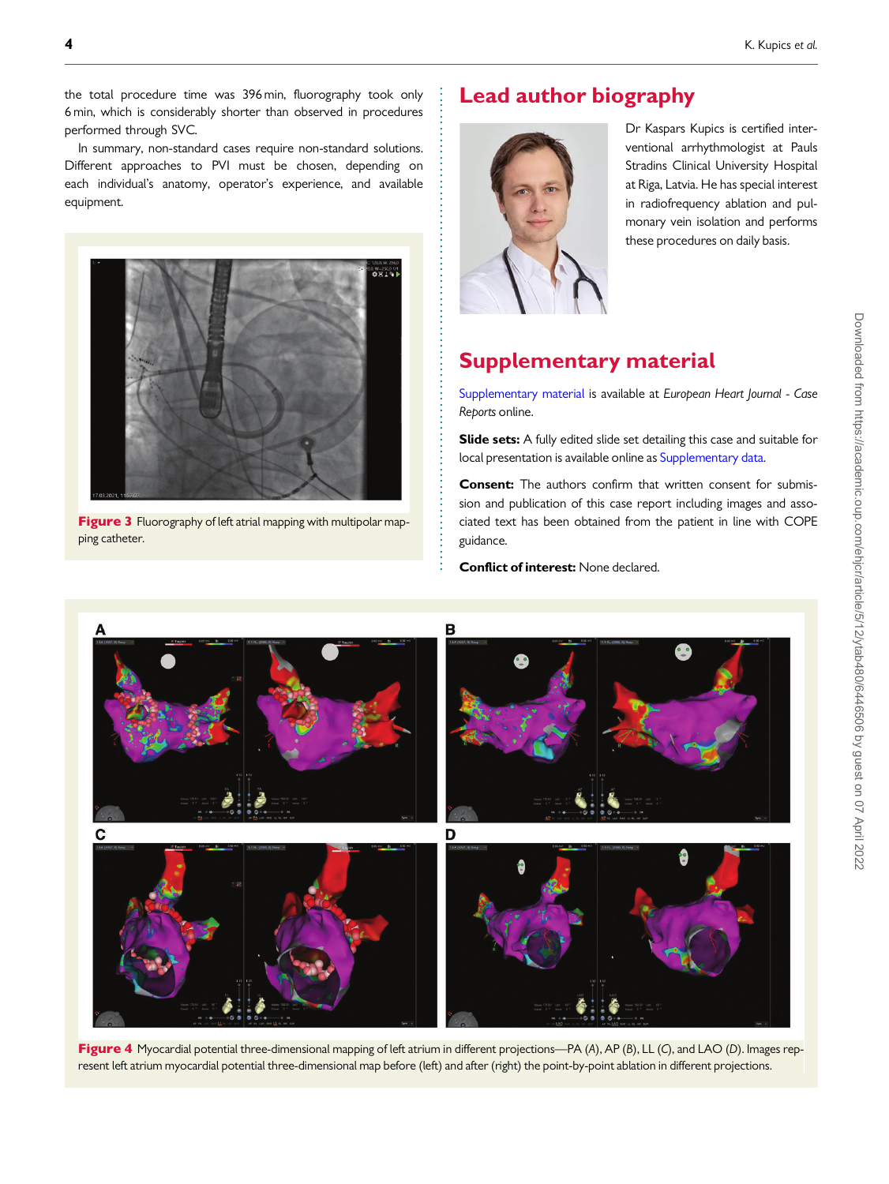the total procedure time was 396 min, fluorography took only 6 min, which is considerably shorter than observed in procedures performed through SVC.

In summary, non-standard cases require non-standard solutions. Different approaches to PVI must be chosen, depending on each individual's anatomy, operator's experience, and available equipment.

**Figure 3** Fluorography of left atrial mapping with multipolar mapping catheter.

## Lead author biography

Dr Kaspars Kupics is certified interventional arrhythmologist at Pauls Stradins Clinical University Hospital at Riga, Latvia. He has special interest in radiofrequency ablation and pulmonary vein isolation and performs these procedures on daily basis.

## Supplementary material

Supplementary material is available at *European Heart Journal - Case Reports* online.

**Slide sets:** A fully edited slide set detailing this case and suitable for local presentation is available online as Supplementary data.

**Consent:** The authors confirm that written consent for submission and publication of this case report including images and associated text has been obtained from the patient in line with COPE guidance.

**Conflict of interest:** None declared.

**Figure 4** Myocardial potential three-dimensional mapping of left atrium in different projections—PA (*A*), AP (*B*), LL (*C*), and LAO (*D*). Images represent left atrium myocardial potential three-dimensional map before (left) and after (right) the point-by-point ablation in different projections.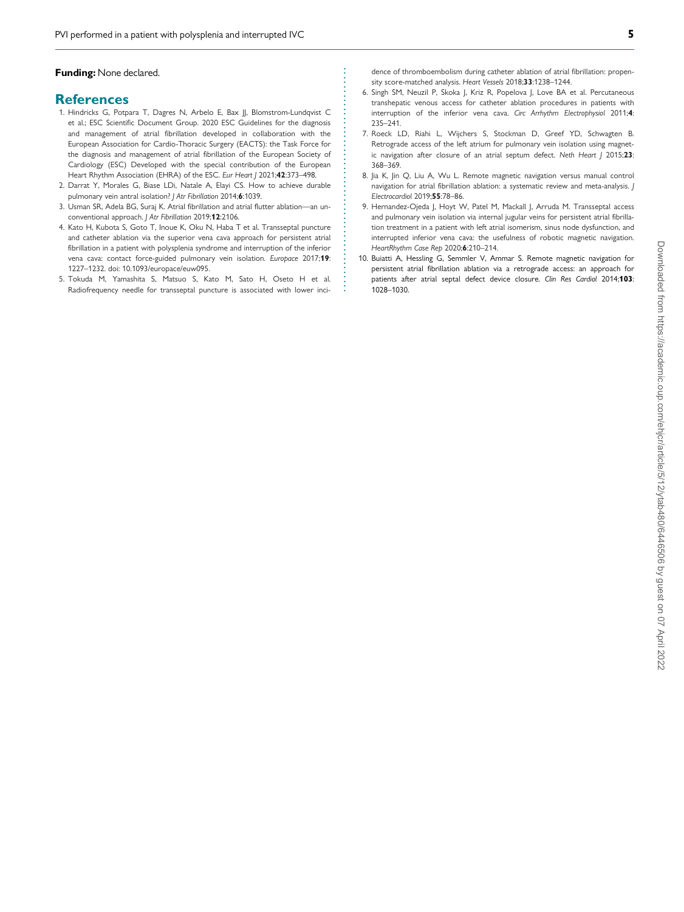**Funding:** None declared.

## References

1. Hindricks G, Potpara T, Dagres N, Arbelo E, Bax JJ, Blomstrom-Lundqvist C et al.; ESC Scientific Document Group. 2020 ESC Guidelines for the diagnosis and management of atrial fibrillation developed in collaboration with the European Association for Cardio-Thoracic Surgery (EACTS): the Task Force for the diagnosis and management of atrial fibrillation of the European Society of Cardiology (ESC) Developed with the special contribution of the European Heart Rhythm Association (EHRA) of the ESC. *Eur Heart J* 2021;**42**:373–498.
2. Darrat Y, Morales G, Biase LDi, Natale A, Elayi CS. How to achieve durable pulmonary vein antral isolation? *J Atr Fibrillation* 2014;**6**:1039.
3. Usman SR, Adela BG, Suraj K. Atrial fibrillation and atrial flutter ablation—an unconventional approach. *J Atr Fibrillation* 2019;**12**:2106.
4. Kato H, Kubota S, Goto T, Inoue K, Oku N, Haba T et al. Transseptal puncture and catheter ablation via the superior vena cava approach for persistent atrial fibrillation in a patient with polysplenia syndrome and interruption of the inferior vena cava: contact force-guided pulmonary vein isolation. *Europace* 2017;**19**: 1227–1232. doi: 10.1093/europace/euw095.
5. Tokuda M, Yamashita S, Matsuo S, Kato M, Sato H, Oseto H et al. Radiofrequency needle for transseptal puncture is associated with lower incidence of thromboembolism during catheter ablation of atrial fibrillation: propensity score-matched analysis. *Heart Vessels* 2018;**33**:1238–1244.
6. Singh SM, Neuzil P, Skoka J, Kriz R, Popelova J, Love BA et al. Percutaneous transhepatic venous access for catheter ablation procedures in patients with interruption of the inferior vena cava. *Circ Arrhythm Electrophysiol* 2011;**4**: 235–241.
7. Roeck LD, Riahi L, Wijchers S, Stockman D, Greef YD, Schwagten B. Retrograde access of the left atrium for pulmonary vein isolation using magnetic navigation after closure of an atrial septum defect. *Neth Heart J* 2015;**23**: 368–369.
8. Jia K, Jin Q, Liu A, Wu L. Remote magnetic navigation versus manual control navigation for atrial fibrillation ablation: a systematic review and meta-analysis. *J Electrocardiol* 2019;**55**:78–86.
9. Hernandez-Ojeda J, Hoyt W, Patel M, Mackall J, Arruda M. Transseptal access and pulmonary vein isolation via internal jugular veins for persistent atrial fibrillation treatment in a patient with left atrial isomerism, sinus node dysfunction, and interrupted inferior vena cava: the usefulness of robotic magnetic navigation. *HeartRhythm Case Rep* 2020;**6**:210–214.
10. Buiatti A, Hessling G, Semmler V, Ammar S. Remote magnetic navigation for persistent atrial fibrillation ablation via a retrograde access: an approach for patients after atrial septal defect device closure. *Clin Res Cardiol* 2014;**103**: 1028–1030.